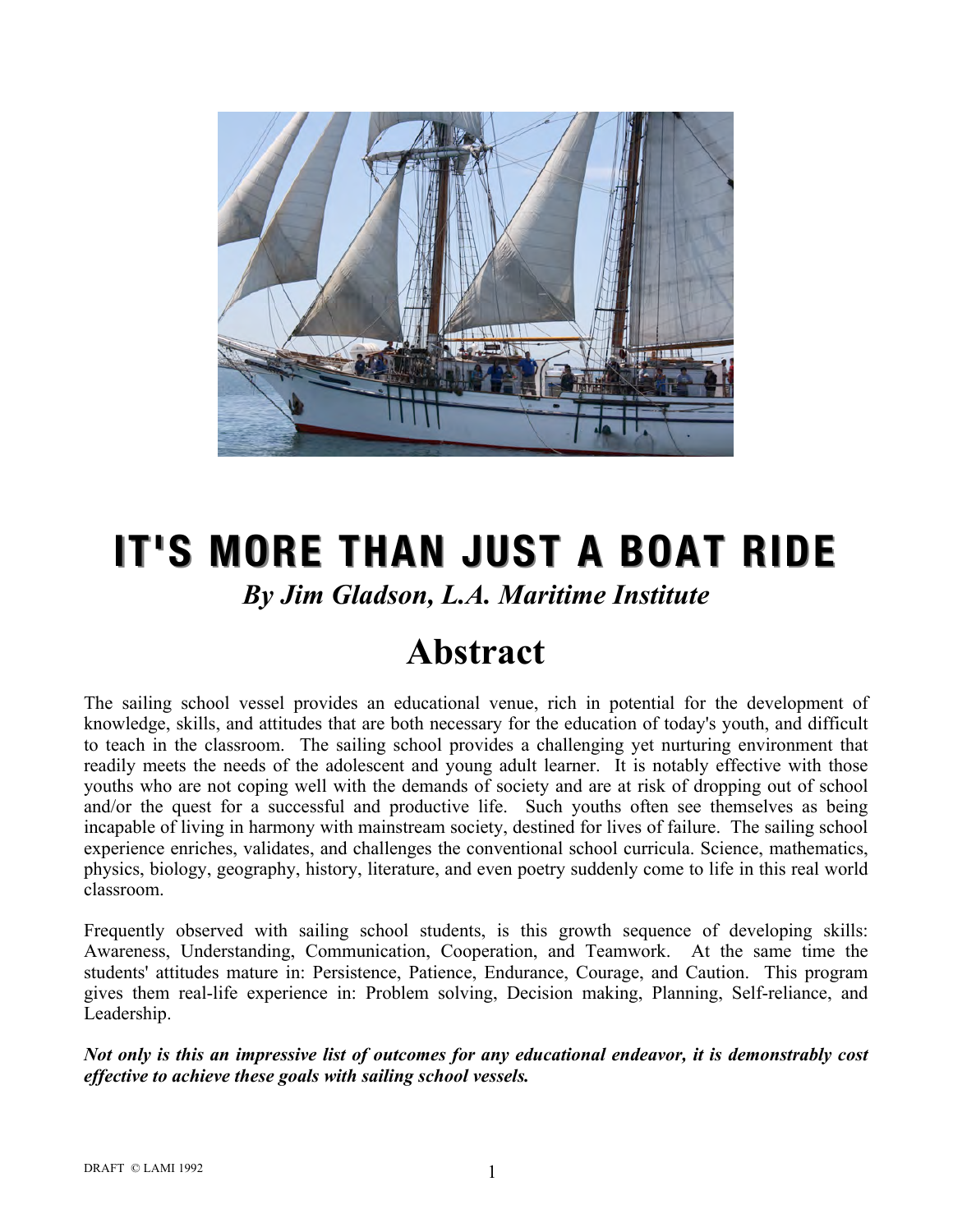# IT'S MORE THAN JUST A BOAT RIDE

***By Jim Gladson, L.A. Maritime Institute***

## Abstract

The sailing school vessel provides an educational venue, rich in potential for the development of knowledge, skills, and attitudes that are both necessary for the education of today's youth, and difficult to teach in the classroom. The sailing school provides a challenging yet nurturing environment that readily meets the needs of the adolescent and young adult learner. It is notably effective with those youths who are not coping well with the demands of society and are at risk of dropping out of school and/or the quest for a successful and productive life. Such youths often see themselves as being incapable of living in harmony with mainstream society, destined for lives of failure. The sailing school experience enriches, validates, and challenges the conventional school curricula. Science, mathematics, physics, biology, geography, history, literature, and even poetry suddenly come to life in this real world classroom.

Frequently observed with sailing school students, is this growth sequence of developing skills: Awareness, Understanding, Communication, Cooperation, and Teamwork. At the same time the students' attitudes mature in: Persistence, Patience, Endurance, Courage, and Caution. This program gives them real-life experience in: Problem solving, Decision making, Planning, Self-reliance, and Leadership.

***Not only is this an impressive list of outcomes for any educational endeavor, it is demonstrably cost effective to achieve these goals with sailing school vessels.***

DRAFT © LAMI 1992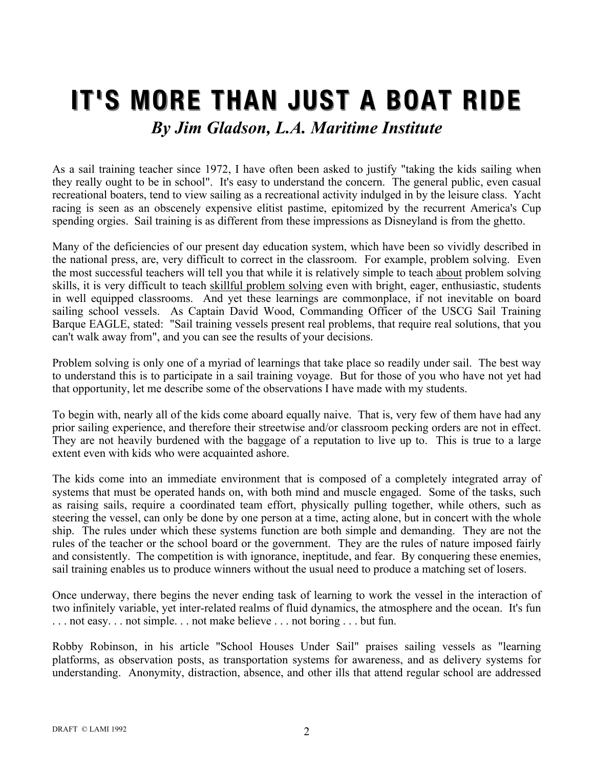# IT'S MORE THAN JUST A BOAT RIDE

***By Jim Gladson, L.A. Maritime Institute***

As a sail training teacher since 1972, I have often been asked to justify "taking the kids sailing when they really ought to be in school". It's easy to understand the concern. The general public, even casual recreational boaters, tend to view sailing as a recreational activity indulged in by the leisure class. Yacht racing is seen as an obscenely expensive elitist pastime, epitomized by the recurrent America's Cup spending orgies. Sail training is as different from these impressions as Disneyland is from the ghetto.

Many of the deficiencies of our present day education system, which have been so vividly described in the national press, are, very difficult to correct in the classroom. For example, problem solving. Even the most successful teachers will tell you that while it is relatively simple to teach <u>about</u> problem solving skills, it is very difficult to teach <u>skillful problem solving</u> even with bright, eager, enthusiastic, students in well equipped classrooms. And yet these learnings are commonplace, if not inevitable on board sailing school vessels. As Captain David Wood, Commanding Officer of the USCG Sail Training Barque EAGLE, stated: "Sail training vessels present real problems, that require real solutions, that you can't walk away from", and you can see the results of your decisions.

Problem solving is only one of a myriad of learnings that take place so readily under sail. The best way to understand this is to participate in a sail training voyage. But for those of you who have not yet had that opportunity, let me describe some of the observations I have made with my students.

To begin with, nearly all of the kids come aboard equally naive. That is, very few of them have had any prior sailing experience, and therefore their streetwise and/or classroom pecking orders are not in effect. They are not heavily burdened with the baggage of a reputation to live up to. This is true to a large extent even with kids who were acquainted ashore.

The kids come into an immediate environment that is composed of a completely integrated array of systems that must be operated hands on, with both mind and muscle engaged. Some of the tasks, such as raising sails, require a coordinated team effort, physically pulling together, while others, such as steering the vessel, can only be done by one person at a time, acting alone, but in concert with the whole ship. The rules under which these systems function are both simple and demanding. They are not the rules of the teacher or the school board or the government. They are the rules of nature imposed fairly and consistently. The competition is with ignorance, ineptitude, and fear. By conquering these enemies, sail training enables us to produce winners without the usual need to produce a matching set of losers.

Once underway, there begins the never ending task of learning to work the vessel in the interaction of two infinitely variable, yet inter-related realms of fluid dynamics, the atmosphere and the ocean. It's fun . . . not easy. . . not simple. . . not make believe . . . not boring . . . but fun.

Robby Robinson, in his article "School Houses Under Sail" praises sailing vessels as "learning platforms, as observation posts, as transportation systems for awareness, and as delivery systems for understanding. Anonymity, distraction, absence, and other ills that attend regular school are addressed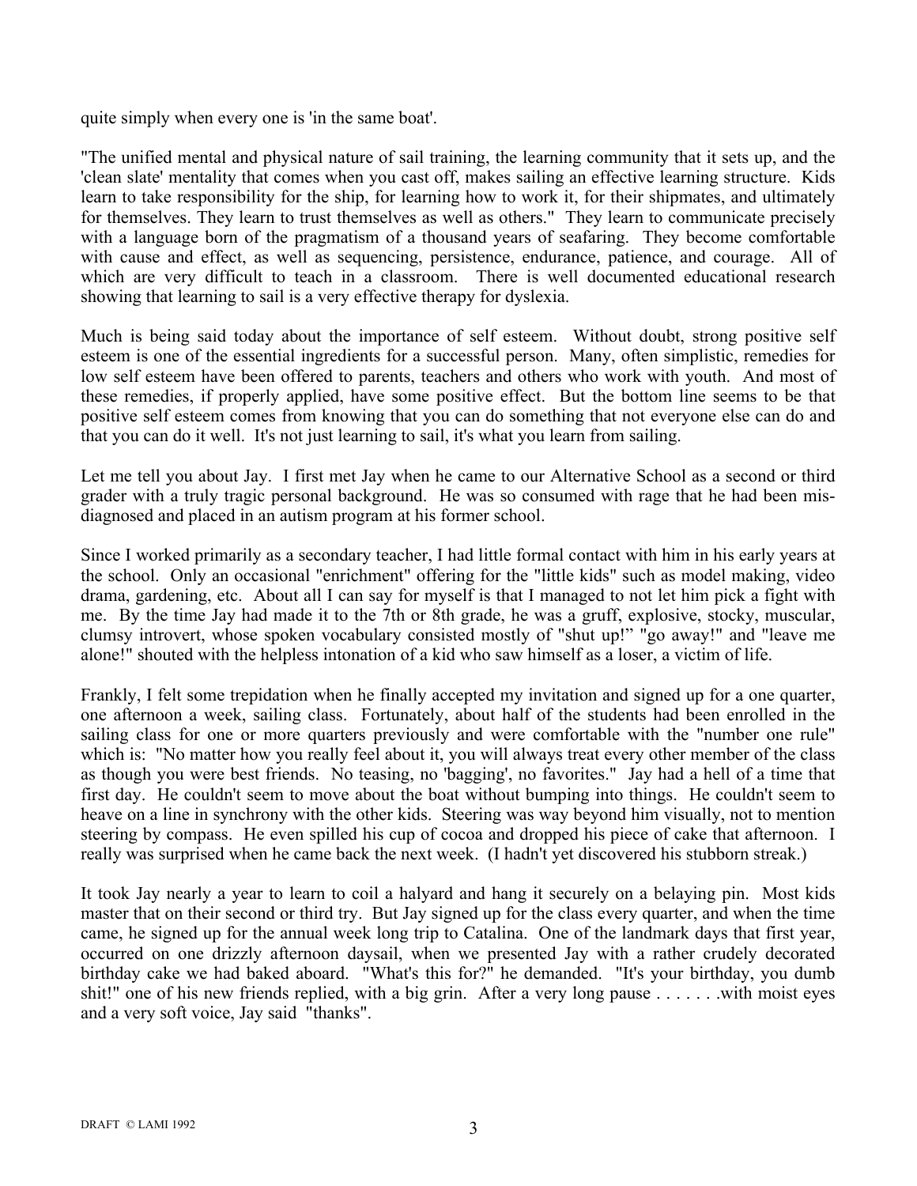quite simply when every one is 'in the same boat'.

"The unified mental and physical nature of sail training, the learning community that it sets up, and the 'clean slate' mentality that comes when you cast off, makes sailing an effective learning structure. Kids learn to take responsibility for the ship, for learning how to work it, for their shipmates, and ultimately for themselves. They learn to trust themselves as well as others." They learn to communicate precisely with a language born of the pragmatism of a thousand years of seafaring. They become comfortable with cause and effect, as well as sequencing, persistence, endurance, patience, and courage. All of which are very difficult to teach in a classroom. There is well documented educational research showing that learning to sail is a very effective therapy for dyslexia.

Much is being said today about the importance of self esteem. Without doubt, strong positive self esteem is one of the essential ingredients for a successful person. Many, often simplistic, remedies for low self esteem have been offered to parents, teachers and others who work with youth. And most of these remedies, if properly applied, have some positive effect. But the bottom line seems to be that positive self esteem comes from knowing that you can do something that not everyone else can do and that you can do it well. It's not just learning to sail, it's what you learn from sailing.

Let me tell you about Jay. I first met Jay when he came to our Alternative School as a second or third grader with a truly tragic personal background. He was so consumed with rage that he had been mis-diagnosed and placed in an autism program at his former school.

Since I worked primarily as a secondary teacher, I had little formal contact with him in his early years at the school. Only an occasional "enrichment" offering for the "little kids" such as model making, video drama, gardening, etc. About all I can say for myself is that I managed to not let him pick a fight with me. By the time Jay had made it to the 7th or 8th grade, he was a gruff, explosive, stocky, muscular, clumsy introvert, whose spoken vocabulary consisted mostly of "shut up!" "go away!" and "leave me alone!" shouted with the helpless intonation of a kid who saw himself as a loser, a victim of life.

Frankly, I felt some trepidation when he finally accepted my invitation and signed up for a one quarter, one afternoon a week, sailing class. Fortunately, about half of the students had been enrolled in the sailing class for one or more quarters previously and were comfortable with the "number one rule" which is: "No matter how you really feel about it, you will always treat every other member of the class as though you were best friends. No teasing, no 'bagging', no favorites." Jay had a hell of a time that first day. He couldn't seem to move about the boat without bumping into things. He couldn't seem to heave on a line in synchrony with the other kids. Steering was way beyond him visually, not to mention steering by compass. He even spilled his cup of cocoa and dropped his piece of cake that afternoon. I really was surprised when he came back the next week. (I hadn't yet discovered his stubborn streak.)

It took Jay nearly a year to learn to coil a halyard and hang it securely on a belaying pin. Most kids master that on their second or third try. But Jay signed up for the class every quarter, and when the time came, he signed up for the annual week long trip to Catalina. One of the landmark days that first year, occurred on one drizzly afternoon daysail, when we presented Jay with a rather crudely decorated birthday cake we had baked aboard. "What's this for?" he demanded. "It's your birthday, you dumb shit!" one of his new friends replied, with a big grin. After a very long pause . . . . . . .with moist eyes and a very soft voice, Jay said "thanks".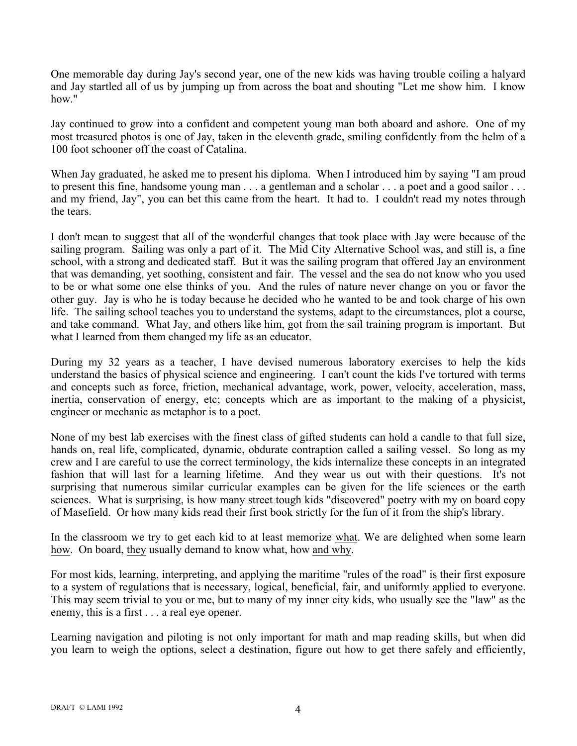One memorable day during Jay's second year, one of the new kids was having trouble coiling a halyard and Jay startled all of us by jumping up from across the boat and shouting "Let me show him. I know how."

Jay continued to grow into a confident and competent young man both aboard and ashore. One of my most treasured photos is one of Jay, taken in the eleventh grade, smiling confidently from the helm of a 100 foot schooner off the coast of Catalina.

When Jay graduated, he asked me to present his diploma. When I introduced him by saying "I am proud to present this fine, handsome young man . . . a gentleman and a scholar . . . a poet and a good sailor . . . and my friend, Jay", you can bet this came from the heart. It had to. I couldn't read my notes through the tears.

I don't mean to suggest that all of the wonderful changes that took place with Jay were because of the sailing program. Sailing was only a part of it. The Mid City Alternative School was, and still is, a fine school, with a strong and dedicated staff. But it was the sailing program that offered Jay an environment that was demanding, yet soothing, consistent and fair. The vessel and the sea do not know who you used to be or what some one else thinks of you. And the rules of nature never change on you or favor the other guy. Jay is who he is today because he decided who he wanted to be and took charge of his own life. The sailing school teaches you to understand the systems, adapt to the circumstances, plot a course, and take command. What Jay, and others like him, got from the sail training program is important. But what I learned from them changed my life as an educator.

During my 32 years as a teacher, I have devised numerous laboratory exercises to help the kids understand the basics of physical science and engineering. I can't count the kids I've tortured with terms and concepts such as force, friction, mechanical advantage, work, power, velocity, acceleration, mass, inertia, conservation of energy, etc; concepts which are as important to the making of a physicist, engineer or mechanic as metaphor is to a poet.

None of my best lab exercises with the finest class of gifted students can hold a candle to that full size, hands on, real life, complicated, dynamic, obdurate contraption called a sailing vessel. So long as my crew and I are careful to use the correct terminology, the kids internalize these concepts in an integrated fashion that will last for a learning lifetime. And they wear us out with their questions. It's not surprising that numerous similar curricular examples can be given for the life sciences or the earth sciences. What is surprising, is how many street tough kids "discovered" poetry with my on board copy of Masefield. Or how many kids read their first book strictly for the fun of it from the ship's library.

In the classroom we try to get each kid to at least memorize <u>what</u>. We are delighted when some learn <u>how</u>. On board, <u>they</u> usually demand to know what, how <u>and why</u>.

For most kids, learning, interpreting, and applying the maritime "rules of the road" is their first exposure to a system of regulations that is necessary, logical, beneficial, fair, and uniformly applied to everyone. This may seem trivial to you or me, but to many of my inner city kids, who usually see the "law" as the enemy, this is a first . . . a real eye opener.

Learning navigation and piloting is not only important for math and map reading skills, but when did you learn to weigh the options, select a destination, figure out how to get there safely and efficiently,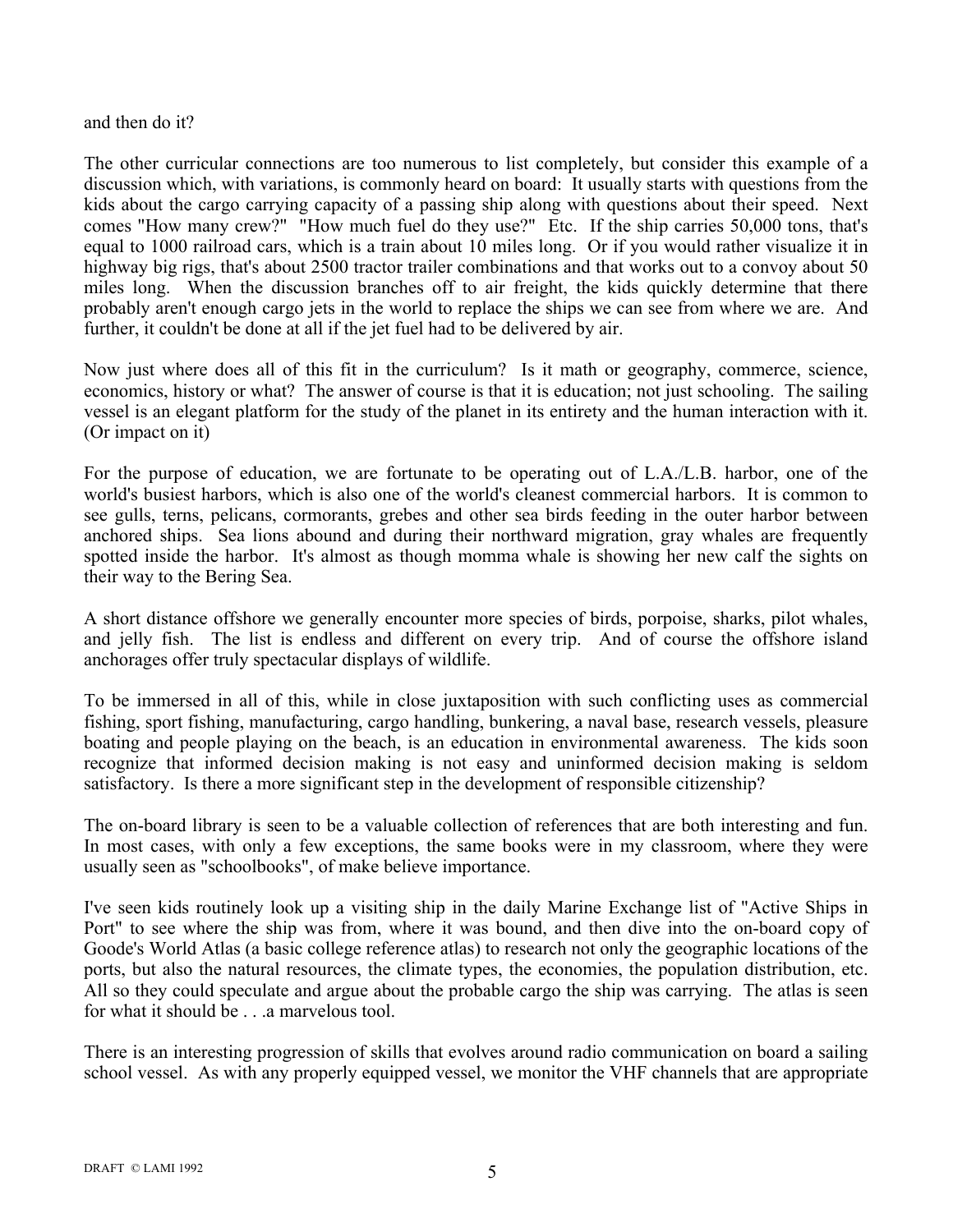and then do it?

The other curricular connections are too numerous to list completely, but consider this example of a discussion which, with variations, is commonly heard on board: It usually starts with questions from the kids about the cargo carrying capacity of a passing ship along with questions about their speed. Next comes "How many crew?" "How much fuel do they use?" Etc. If the ship carries 50,000 tons, that's equal to 1000 railroad cars, which is a train about 10 miles long. Or if you would rather visualize it in highway big rigs, that's about 2500 tractor trailer combinations and that works out to a convoy about 50 miles long. When the discussion branches off to air freight, the kids quickly determine that there probably aren't enough cargo jets in the world to replace the ships we can see from where we are. And further, it couldn't be done at all if the jet fuel had to be delivered by air.

Now just where does all of this fit in the curriculum? Is it math or geography, commerce, science, economics, history or what? The answer of course is that it is education; not just schooling. The sailing vessel is an elegant platform for the study of the planet in its entirety and the human interaction with it. (Or impact on it)

For the purpose of education, we are fortunate to be operating out of L.A./L.B. harbor, one of the world's busiest harbors, which is also one of the world's cleanest commercial harbors. It is common to see gulls, terns, pelicans, cormorants, grebes and other sea birds feeding in the outer harbor between anchored ships. Sea lions abound and during their northward migration, gray whales are frequently spotted inside the harbor. It's almost as though momma whale is showing her new calf the sights on their way to the Bering Sea.

A short distance offshore we generally encounter more species of birds, porpoise, sharks, pilot whales, and jelly fish. The list is endless and different on every trip. And of course the offshore island anchorages offer truly spectacular displays of wildlife.

To be immersed in all of this, while in close juxtaposition with such conflicting uses as commercial fishing, sport fishing, manufacturing, cargo handling, bunkering, a naval base, research vessels, pleasure boating and people playing on the beach, is an education in environmental awareness. The kids soon recognize that informed decision making is not easy and uninformed decision making is seldom satisfactory. Is there a more significant step in the development of responsible citizenship?

The on-board library is seen to be a valuable collection of references that are both interesting and fun. In most cases, with only a few exceptions, the same books were in my classroom, where they were usually seen as "schoolbooks", of make believe importance.

I've seen kids routinely look up a visiting ship in the daily Marine Exchange list of "Active Ships in Port" to see where the ship was from, where it was bound, and then dive into the on-board copy of Goode's World Atlas (a basic college reference atlas) to research not only the geographic locations of the ports, but also the natural resources, the climate types, the economies, the population distribution, etc. All so they could speculate and argue about the probable cargo the ship was carrying. The atlas is seen for what it should be . . .a marvelous tool.

There is an interesting progression of skills that evolves around radio communication on board a sailing school vessel. As with any properly equipped vessel, we monitor the VHF channels that are appropriate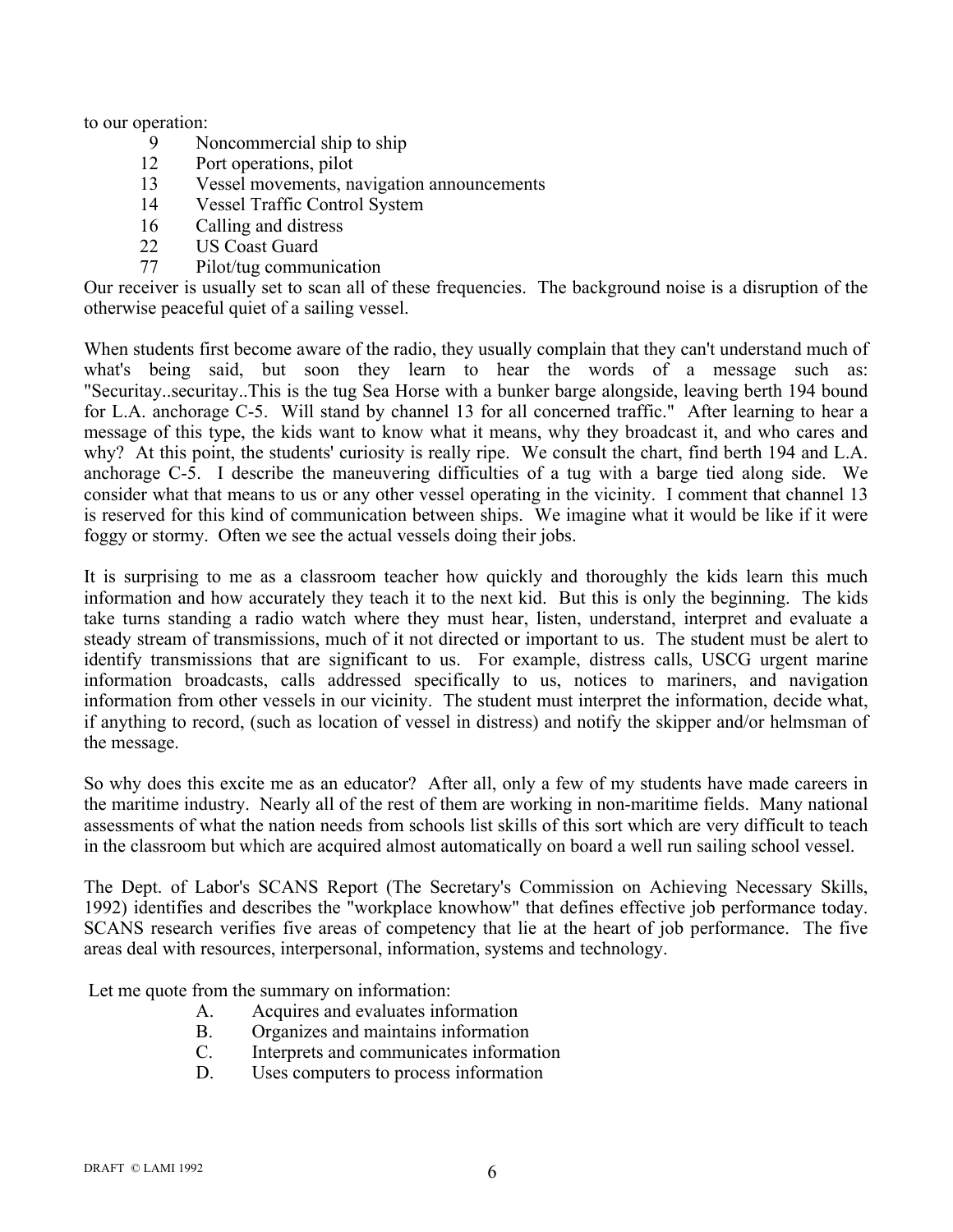to our operation:

- 9 Noncommercial ship to ship
- 12 Port operations, pilot
- 13 Vessel movements, navigation announcements
- 14 Vessel Traffic Control System
- 16 Calling and distress
- 22 US Coast Guard
- 77 Pilot/tug communication

Our receiver is usually set to scan all of these frequencies. The background noise is a disruption of the otherwise peaceful quiet of a sailing vessel.

When students first become aware of the radio, they usually complain that they can't understand much of what's being said, but soon they learn to hear the words of a message such as: "Securitay..securitay..This is the tug Sea Horse with a bunker barge alongside, leaving berth 194 bound for L.A. anchorage C-5. Will stand by channel 13 for all concerned traffic." After learning to hear a message of this type, the kids want to know what it means, why they broadcast it, and who cares and why? At this point, the students' curiosity is really ripe. We consult the chart, find berth 194 and L.A. anchorage C-5. I describe the maneuvering difficulties of a tug with a barge tied along side. We consider what that means to us or any other vessel operating in the vicinity. I comment that channel 13 is reserved for this kind of communication between ships. We imagine what it would be like if it were foggy or stormy. Often we see the actual vessels doing their jobs.

It is surprising to me as a classroom teacher how quickly and thoroughly the kids learn this much information and how accurately they teach it to the next kid. But this is only the beginning. The kids take turns standing a radio watch where they must hear, listen, understand, interpret and evaluate a steady stream of transmissions, much of it not directed or important to us. The student must be alert to identify transmissions that are significant to us. For example, distress calls, USCG urgent marine information broadcasts, calls addressed specifically to us, notices to mariners, and navigation information from other vessels in our vicinity. The student must interpret the information, decide what, if anything to record, (such as location of vessel in distress) and notify the skipper and/or helmsman of the message.

So why does this excite me as an educator? After all, only a few of my students have made careers in the maritime industry. Nearly all of the rest of them are working in non-maritime fields. Many national assessments of what the nation needs from schools list skills of this sort which are very difficult to teach in the classroom but which are acquired almost automatically on board a well run sailing school vessel.

The Dept. of Labor's SCANS Report (The Secretary's Commission on Achieving Necessary Skills, 1992) identifies and describes the "workplace knowhow" that defines effective job performance today. SCANS research verifies five areas of competency that lie at the heart of job performance. The five areas deal with resources, interpersonal, information, systems and technology.

Let me quote from the summary on information:

A. Acquires and evaluates information
B. Organizes and maintains information
C. Interprets and communicates information
D. Uses computers to process information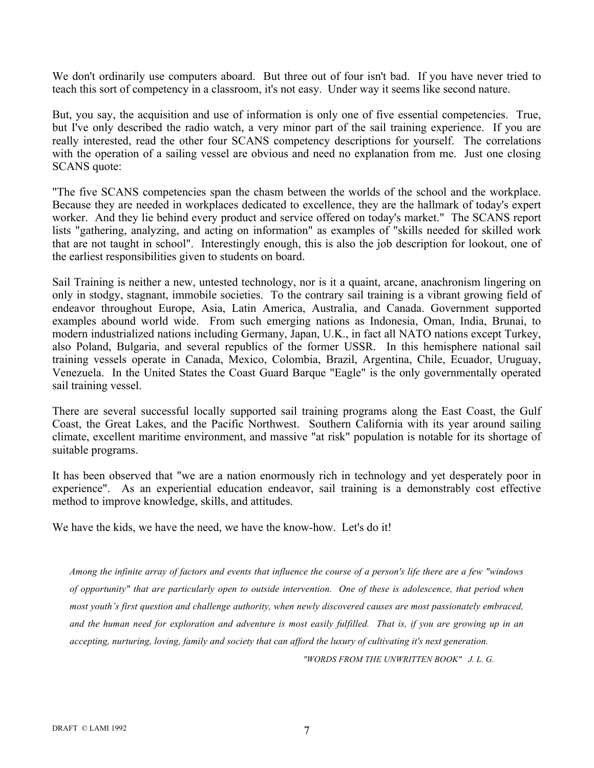We don't ordinarily use computers aboard. But three out of four isn't bad. If you have never tried to teach this sort of competency in a classroom, it's not easy. Under way it seems like second nature.

But, you say, the acquisition and use of information is only one of five essential competencies. True, but I've only described the radio watch, a very minor part of the sail training experience. If you are really interested, read the other four SCANS competency descriptions for yourself. The correlations with the operation of a sailing vessel are obvious and need no explanation from me. Just one closing SCANS quote:

"The five SCANS competencies span the chasm between the worlds of the school and the workplace. Because they are needed in workplaces dedicated to excellence, they are the hallmark of today's expert worker. And they lie behind every product and service offered on today's market." The SCANS report lists "gathering, analyzing, and acting on information" as examples of "skills needed for skilled work that are not taught in school". Interestingly enough, this is also the job description for lookout, one of the earliest responsibilities given to students on board.

Sail Training is neither a new, untested technology, nor is it a quaint, arcane, anachronism lingering on only in stodgy, stagnant, immobile societies. To the contrary sail training is a vibrant growing field of endeavor throughout Europe, Asia, Latin America, Australia, and Canada. Government supported examples abound world wide. From such emerging nations as Indonesia, Oman, India, Brunai, to modern industrialized nations including Germany, Japan, U.K., in fact all NATO nations except Turkey, also Poland, Bulgaria, and several republics of the former USSR. In this hemisphere national sail training vessels operate in Canada, Mexico, Colombia, Brazil, Argentina, Chile, Ecuador, Uruguay, Venezuela. In the United States the Coast Guard Barque "Eagle" is the only governmentally operated sail training vessel.

There are several successful locally supported sail training programs along the East Coast, the Gulf Coast, the Great Lakes, and the Pacific Northwest. Southern California with its year around sailing climate, excellent maritime environment, and massive "at risk" population is notable for its shortage of suitable programs.

It has been observed that "we are a nation enormously rich in technology and yet desperately poor in experience". As an experiential education endeavor, sail training is a demonstrably cost effective method to improve knowledge, skills, and attitudes.

We have the kids, we have the need, we have the know-how. Let's do it!

*Among the infinite array of factors and events that influence the course of a person's life there are a few "windows of opportunity" that are particularly open to outside intervention. One of these is adolescence, that period when most youth's first question and challenge authority, when newly discovered causes are most passionately embraced, and the human need for exploration and adventure is most easily fulfilled. That is, if you are growing up in an accepting, nurturing, loving, family and society that can afford the luxury of cultivating it's next generation.*

*"WORDS FROM THE UNWRITTEN BOOK" J. L. G.*

DRAFT © LAMI 1992